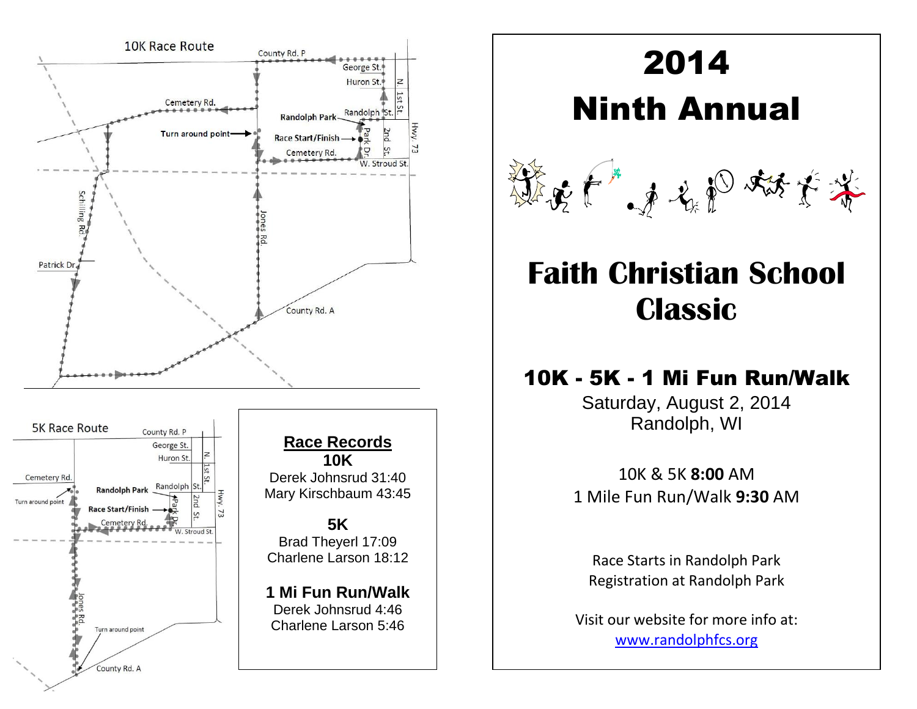## 10K Race Route

County Rd. P, George St., Huron St., N. 1st St., Cemetery Rd., Randolph Park, Randolph St., Hwy. 73, Turn around point, Race Start/Finish, Park Dr., 2nd St., Cemetery Rd., W. Stroud St., Schilling Rd., Jones Rd., Patrick Dr., County Rd. A

## 5K Race Route

County Rd. P, George St., Huron St., N. 1st St., Cemetery Rd., Randolph Park, Randolph St., Hwy. 73, Turn around point, Race Start/Finish, Park Dr., 2nd St., Cemetery Rd., W. Stroud St., Jones Rd., Turn around point, County Rd. A

## Race Records

**10K**
Derek Johnsrud 31:40
Mary Kirschbaum 43:45

**5K**
Brad Theyerl 17:09
Charlene Larson 18:12

**1 Mi Fun Run/Walk**
Derek Johnsrud 4:46
Charlene Larson 5:46

# 2014
# Ninth Annual

# Faith Christian School Classic

## 10K - 5K - 1 Mi Fun Run/Walk

Saturday, August 2, 2014
Randolph, WI

10K & 5K **8:00** AM
1 Mile Fun Run/Walk **9:30** AM

Race Starts in Randolph Park
Registration at Randolph Park

Visit our website for more info at:
www.randolphfcs.org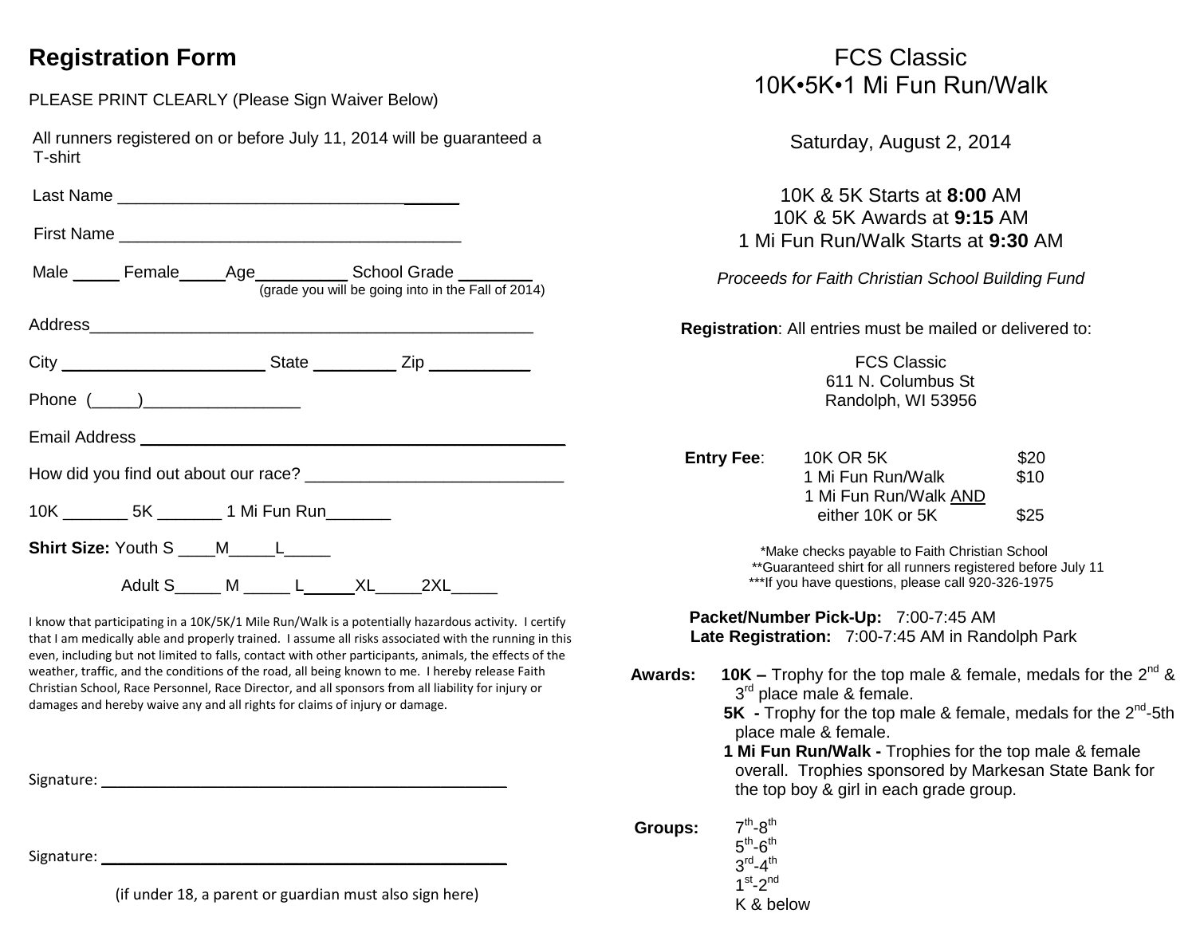## Registration Form

PLEASE PRINT CLEARLY (Please Sign Waiver Below)

All runners registered on or before July 11, 2014 will be guaranteed a T-shirt

Last Name ____________________________________

First Name ____________________________________

Male _____ Female_____Age__________ School Grade ________
(grade you will be going into in the Fall of 2014)

Address__________________________________________________

City ______________________ State _________ Zip ___________

Phone (_____)_________________

Email Address ________________________________________________

How did you find out about our race? ____________________________

10K _______ 5K _______ 1 Mi Fun Run_______

**Shirt Size:** Youth S ____M_____L_____

Adult S_____ M _____ L_____XL_____2XL_____

I know that participating in a 10K/5K/1 Mile Run/Walk is a potentially hazardous activity. I certify that I am medically able and properly trained. I assume all risks associated with the running in this even, including but not limited to falls, contact with other participants, animals, the effects of the weather, traffic, and the conditions of the road, all being known to me. I hereby release Faith Christian School, Race Personnel, Race Director, and all sponsors from all liability for injury or damages and hereby waive any and all rights for claims of injury or damage.

Signature: ________________________________________________

Signature: ________________________________________________

(if under 18, a parent or guardian must also sign here)

# FCS Classic
## 10K•5K•1 Mi Fun Run/Walk

Saturday, August 2, 2014

10K & 5K Starts at **8:00** AM
10K & 5K Awards at **9:15** AM
1 Mi Fun Run/Walk Starts at **9:30** AM

*Proceeds for Faith Christian School Building Fund*

**Registration**: All entries must be mailed or delivered to:

FCS Classic
611 N. Columbus St
Randolph, WI 53956

| **Entry Fee**: | | |
|---|---|---|
| | 10K OR 5K | $20 |
| | 1 Mi Fun Run/Walk | $10 |
| | 1 Mi Fun Run/Walk AND either 10K or 5K | $25 |

*Make checks payable to Faith Christian School
**Guaranteed shirt for all runners registered before July 11
***If you have questions, please call 920-326-1975

**Packet/Number Pick-Up:** 7:00-7:45 AM
**Late Registration:** 7:00-7:45 AM in Randolph Park

**Awards:**
**10K –** Trophy for the top male & female, medals for the 2nd & 3rd place male & female.
**5K -** Trophy for the top male & female, medals for the 2nd-5th place male & female.
**1 Mi Fun Run/Walk -** Trophies for the top male & female overall. Trophies sponsored by Markesan State Bank for the top boy & girl in each grade group.

**Groups:**
7th-8th
5th-6th
3rd-4th
1st-2nd
K & below